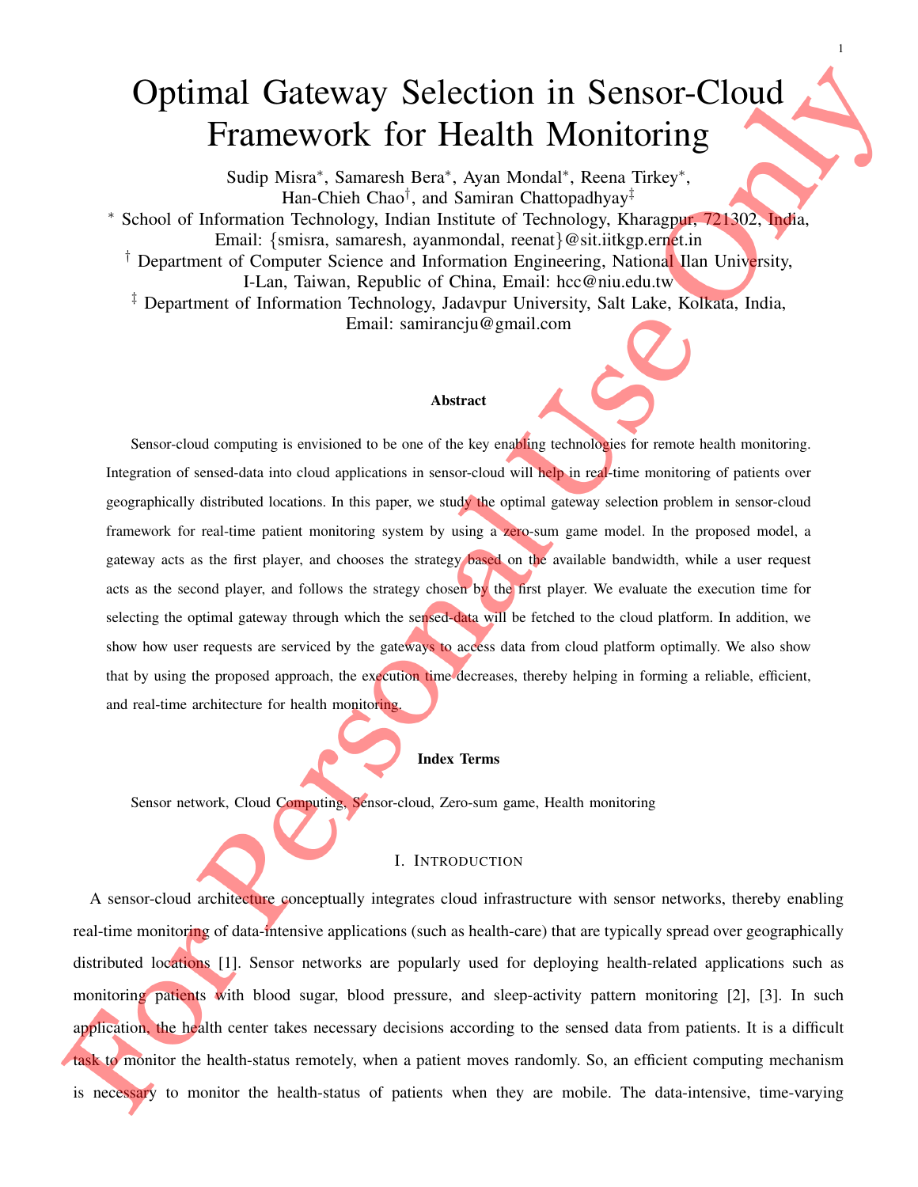# Optimal Gateway Selection in Sensor-Cloud Framework for Health Monitoring

Sudip Misra*, Samaresh Bera*, Ayan Mondal*, Reena Tirkey*,
Han-Chieh Chao†, and Samiran Chattopadhyay‡

* School of Information Technology, Indian Institute of Technology, Kharagpur, 721302, India,
Email: {smisra, samaresh, ayanmondal, reenat}@sit.iitkgp.ernet.in

† Department of Computer Science and Information Engineering, National Ilan University,
I-Lan, Taiwan, Republic of China, Email: hcc@niu.edu.tw

‡ Department of Information Technology, Jadavpur University, Salt Lake, Kolkata, India,
Email: samirancju@gmail.com

### Abstract

Sensor-cloud computing is envisioned to be one of the key enabling technologies for remote health monitoring. Integration of sensed-data into cloud applications in sensor-cloud will help in real-time monitoring of patients over geographically distributed locations. In this paper, we study the optimal gateway selection problem in sensor-cloud framework for real-time patient monitoring system by using a zero-sum game model. In the proposed model, a gateway acts as the first player, and chooses the strategy based on the available bandwidth, while a user request acts as the second player, and follows the strategy chosen by the first player. We evaluate the execution time for selecting the optimal gateway through which the sensed-data will be fetched to the cloud platform. In addition, we show how user requests are serviced by the gateways to access data from cloud platform optimally. We also show that by using the proposed approach, the execution time decreases, thereby helping in forming a reliable, efficient, and real-time architecture for health monitoring.

### Index Terms

Sensor network, Cloud Computing, Sensor-cloud, Zero-sum game, Health monitoring

## I. Introduction

A sensor-cloud architecture conceptually integrates cloud infrastructure with sensor networks, thereby enabling real-time monitoring of data-intensive applications (such as health-care) that are typically spread over geographically distributed locations [1]. Sensor networks are popularly used for deploying health-related applications such as monitoring patients with blood sugar, blood pressure, and sleep-activity pattern monitoring [2], [3]. In such application, the health center takes necessary decisions according to the sensed data from patients. It is a difficult task to monitor the health-status remotely, when a patient moves randomly. So, an efficient computing mechanism is necessary to monitor the health-status of patients when they are mobile. The data-intensive, time-varying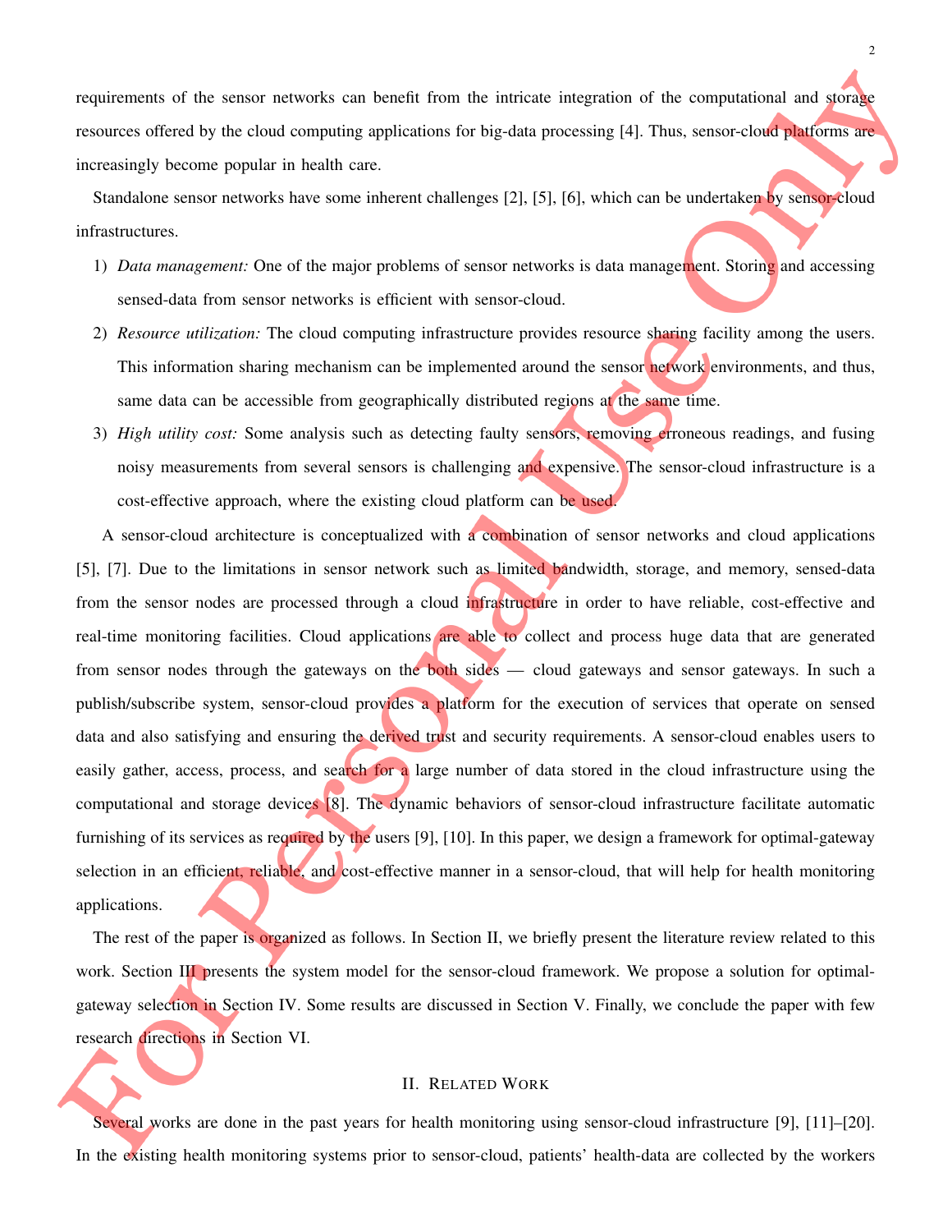requirements of the sensor networks can benefit from the intricate integration of the computational and storage resources offered by the cloud computing applications for big-data processing [4]. Thus, sensor-cloud platforms are increasingly become popular in health care.

Standalone sensor networks have some inherent challenges [2], [5], [6], which can be undertaken by sensor-cloud infrastructures.

1) *Data management:* One of the major problems of sensor networks is data management. Storing and accessing sensed-data from sensor networks is efficient with sensor-cloud.
2) *Resource utilization:* The cloud computing infrastructure provides resource sharing facility among the users. This information sharing mechanism can be implemented around the sensor network environments, and thus, same data can be accessible from geographically distributed regions at the same time.
3) *High utility cost:* Some analysis such as detecting faulty sensors, removing erroneous readings, and fusing noisy measurements from several sensors is challenging and expensive. The sensor-cloud infrastructure is a cost-effective approach, where the existing cloud platform can be used.

A sensor-cloud architecture is conceptualized with a combination of sensor networks and cloud applications [5], [7]. Due to the limitations in sensor network such as limited bandwidth, storage, and memory, sensed-data from the sensor nodes are processed through a cloud infrastructure in order to have reliable, cost-effective and real-time monitoring facilities. Cloud applications are able to collect and process huge data that are generated from sensor nodes through the gateways on the both sides — cloud gateways and sensor gateways. In such a publish/subscribe system, sensor-cloud provides a platform for the execution of services that operate on sensed data and also satisfying and ensuring the derived trust and security requirements. A sensor-cloud enables users to easily gather, access, process, and search for a large number of data stored in the cloud infrastructure using the computational and storage devices [8]. The dynamic behaviors of sensor-cloud infrastructure facilitate automatic furnishing of its services as required by the users [9], [10]. In this paper, we design a framework for optimal-gateway selection in an efficient, reliable, and cost-effective manner in a sensor-cloud, that will help for health monitoring applications.

The rest of the paper is organized as follows. In Section II, we briefly present the literature review related to this work. Section III presents the system model for the sensor-cloud framework. We propose a solution for optimal-gateway selection in Section IV. Some results are discussed in Section V. Finally, we conclude the paper with few research directions in Section VI.

## II. Related Work

Several works are done in the past years for health monitoring using sensor-cloud infrastructure [9], [11]–[20]. In the existing health monitoring systems prior to sensor-cloud, patients' health-data are collected by the workers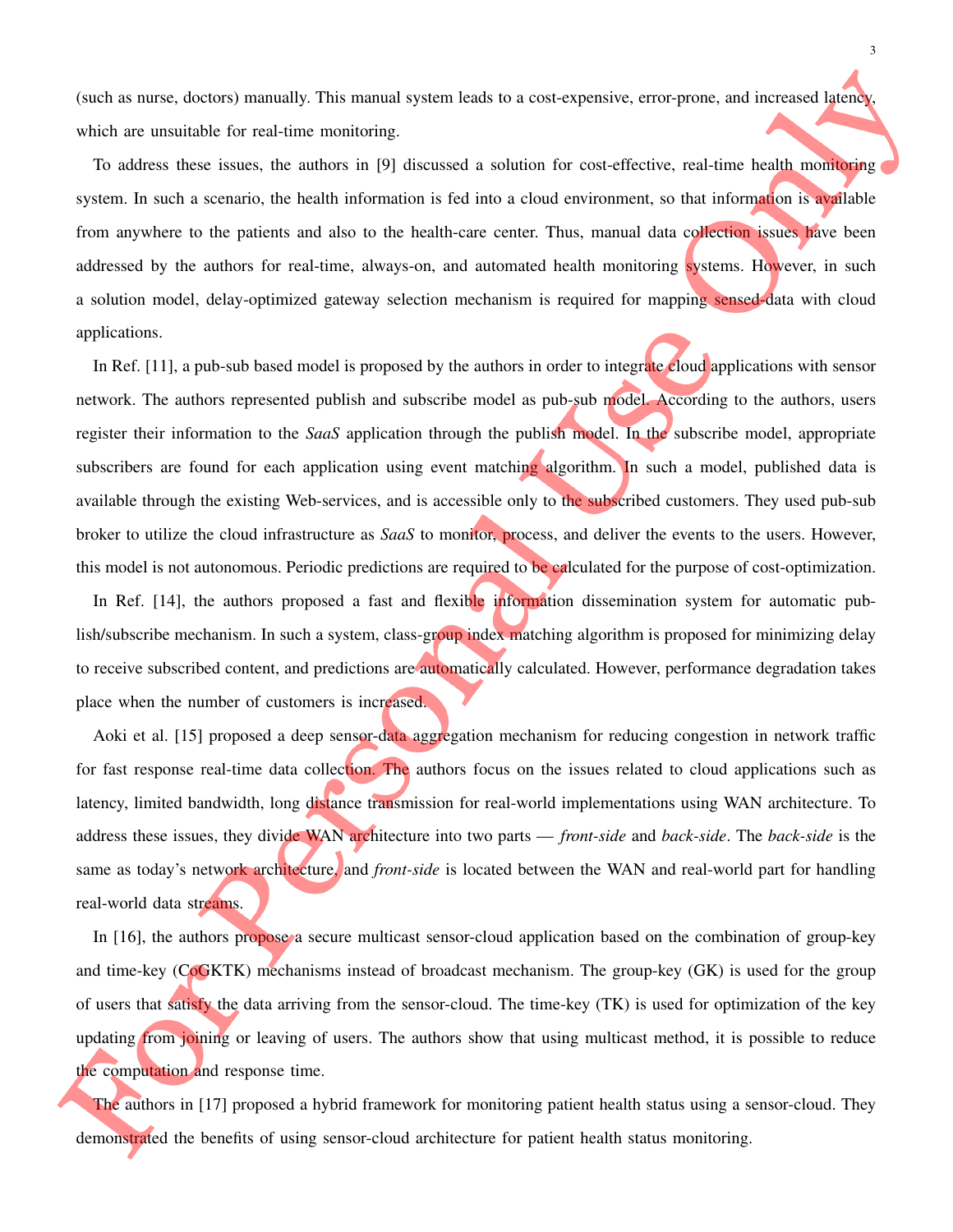(such as nurse, doctors) manually. This manual system leads to a cost-expensive, error-prone, and increased latency, which are unsuitable for real-time monitoring.

To address these issues, the authors in [9] discussed a solution for cost-effective, real-time health monitoring system. In such a scenario, the health information is fed into a cloud environment, so that information is available from anywhere to the patients and also to the health-care center. Thus, manual data collection issues have been addressed by the authors for real-time, always-on, and automated health monitoring systems. However, in such a solution model, delay-optimized gateway selection mechanism is required for mapping sensed-data with cloud applications.

In Ref. [11], a pub-sub based model is proposed by the authors in order to integrate cloud applications with sensor network. The authors represented publish and subscribe model as pub-sub model. According to the authors, users register their information to the *SaaS* application through the publish model. In the subscribe model, appropriate subscribers are found for each application using event matching algorithm. In such a model, published data is available through the existing Web-services, and is accessible only to the subscribed customers. They used pub-sub broker to utilize the cloud infrastructure as *SaaS* to monitor, process, and deliver the events to the users. However, this model is not autonomous. Periodic predictions are required to be calculated for the purpose of cost-optimization.

In Ref. [14], the authors proposed a fast and flexible information dissemination system for automatic publish/subscribe mechanism. In such a system, class-group index matching algorithm is proposed for minimizing delay to receive subscribed content, and predictions are automatically calculated. However, performance degradation takes place when the number of customers is increased.

Aoki et al. [15] proposed a deep sensor-data aggregation mechanism for reducing congestion in network traffic for fast response real-time data collection. The authors focus on the issues related to cloud applications such as latency, limited bandwidth, long distance transmission for real-world implementations using WAN architecture. To address these issues, they divide WAN architecture into two parts — *front-side* and *back-side*. The *back-side* is the same as today's network architecture, and *front-side* is located between the WAN and real-world part for handling real-world data streams.

In [16], the authors propose a secure multicast sensor-cloud application based on the combination of group-key and time-key (CoGKTK) mechanisms instead of broadcast mechanism. The group-key (GK) is used for the group of users that satisfy the data arriving from the sensor-cloud. The time-key (TK) is used for optimization of the key updating from joining or leaving of users. The authors show that using multicast method, it is possible to reduce the computation and response time.

The authors in [17] proposed a hybrid framework for monitoring patient health status using a sensor-cloud. They demonstrated the benefits of using sensor-cloud architecture for patient health status monitoring.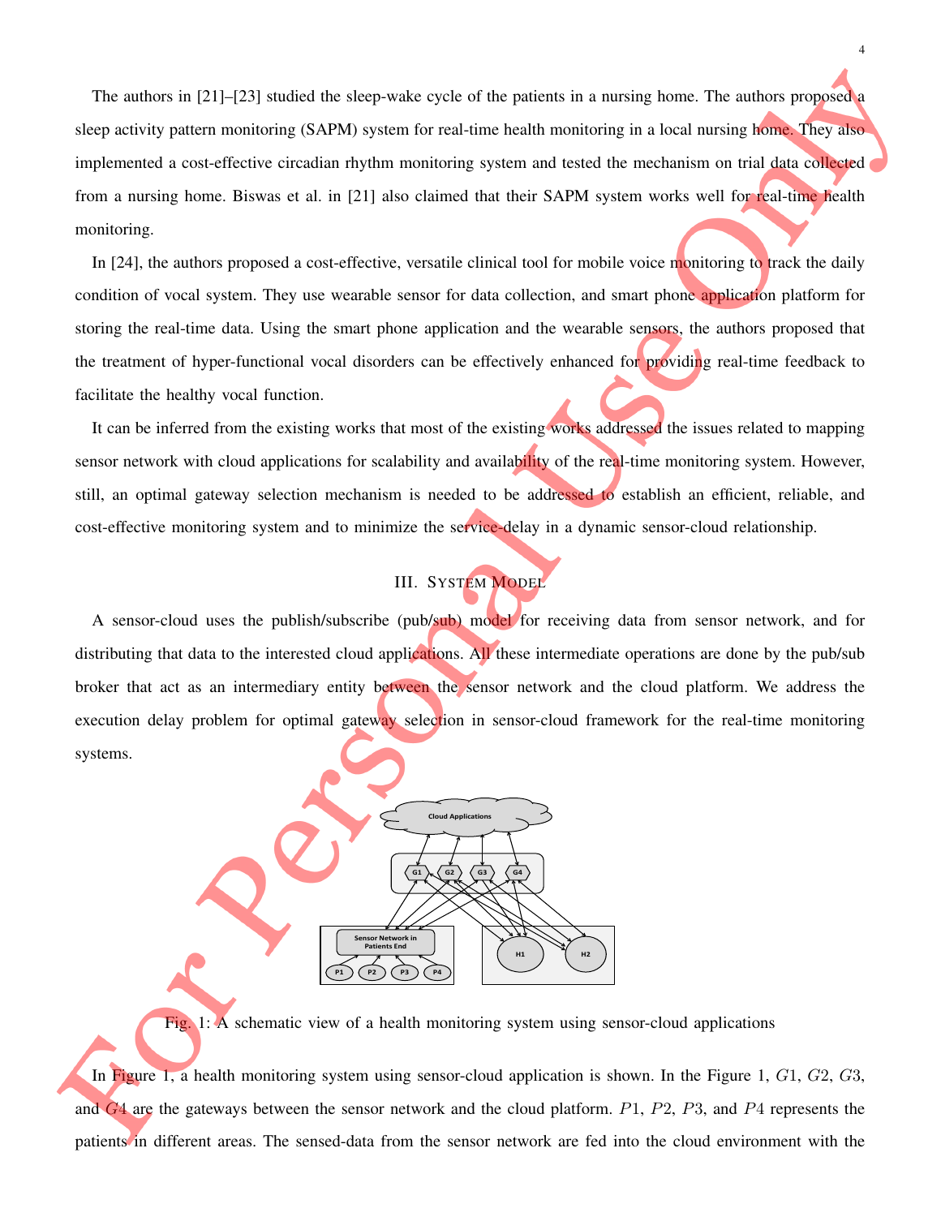The authors in [21]–[23] studied the sleep-wake cycle of the patients in a nursing home. The authors proposed a sleep activity pattern monitoring (SAPM) system for real-time health monitoring in a local nursing home. They also implemented a cost-effective circadian rhythm monitoring system and tested the mechanism on trial data collected from a nursing home. Biswas et al. in [21] also claimed that their SAPM system works well for real-time health monitoring.

In [24], the authors proposed a cost-effective, versatile clinical tool for mobile voice monitoring to track the daily condition of vocal system. They use wearable sensor for data collection, and smart phone application platform for storing the real-time data. Using the smart phone application and the wearable sensors, the authors proposed that the treatment of hyper-functional vocal disorders can be effectively enhanced for providing real-time feedback to facilitate the healthy vocal function.

It can be inferred from the existing works that most of the existing works addressed the issues related to mapping sensor network with cloud applications for scalability and availability of the real-time monitoring system. However, still, an optimal gateway selection mechanism is needed to be addressed to establish an efficient, reliable, and cost-effective monitoring system and to minimize the service-delay in a dynamic sensor-cloud relationship.

## III. System Model

A sensor-cloud uses the publish/subscribe (pub/sub) model for receiving data from sensor network, and for distributing that data to the interested cloud applications. All these intermediate operations are done by the pub/sub broker that act as an intermediary entity between the sensor network and the cloud platform. We address the execution delay problem for optimal gateway selection in sensor-cloud framework for the real-time monitoring systems.

Fig. 1: A schematic view of a health monitoring system using sensor-cloud applications

In Figure 1, a health monitoring system using sensor-cloud application is shown. In the Figure 1, $G1$, $G2$, $G3$, and $G4$ are the gateways between the sensor network and the cloud platform. $P1$, $P2$, $P3$, and $P4$ represents the patients in different areas. The sensed-data from the sensor network are fed into the cloud environment with the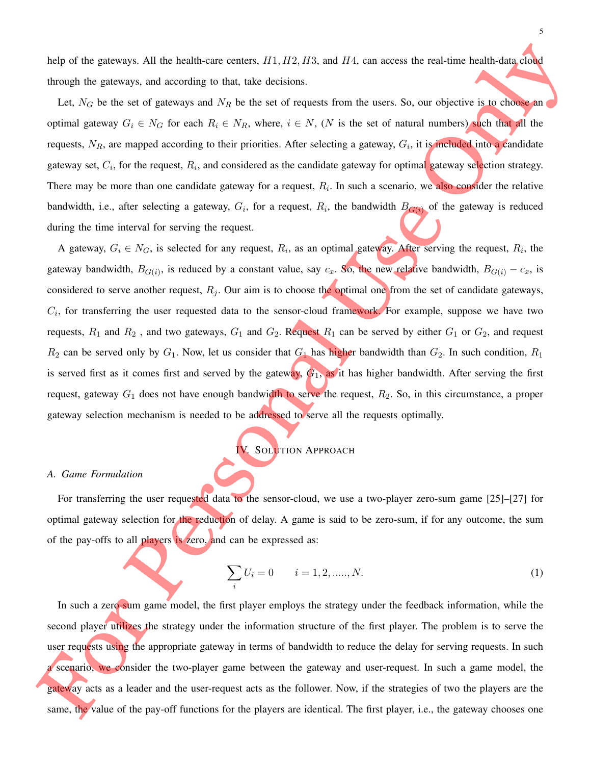help of the gateways. All the health-care centers, $H1, H2, H3$, and $H4$, can access the real-time health-data cloud through the gateways, and according to that, take decisions.

Let, $N_G$ be the set of gateways and $N_R$ be the set of requests from the users. So, our objective is to choose an optimal gateway $G_i \in N_G$ for each $R_i \in N_R$, where, $i \in N$, ($N$ is the set of natural numbers) such that all the requests, $N_R$, are mapped according to their priorities. After selecting a gateway, $G_i$, it is included into a candidate gateway set, $C_i$, for the request, $R_i$, and considered as the candidate gateway for optimal gateway selection strategy. There may be more than one candidate gateway for a request, $R_i$. In such a scenario, we also consider the relative bandwidth, i.e., after selecting a gateway, $G_i$, for a request, $R_i$, the bandwidth $B_{G(i)}$ of the gateway is reduced during the time interval for serving the request.

A gateway, $G_i \in N_G$, is selected for any request, $R_i$, as an optimal gateway. After serving the request, $R_i$, the gateway bandwidth, $B_{G(i)}$, is reduced by a constant value, say $c_x$. So, the new relative bandwidth, $B_{G(i)} - c_x$, is considered to serve another request, $R_j$. Our aim is to choose the optimal one from the set of candidate gateways, $C_i$, for transferring the user requested data to the sensor-cloud framework. For example, suppose we have two requests, $R_1$ and $R_2$ , and two gateways, $G_1$ and $G_2$. Request $R_1$ can be served by either $G_1$ or $G_2$, and request $R_2$ can be served only by $G_1$. Now, let us consider that $G_1$ has higher bandwidth than $G_2$. In such condition, $R_1$ is served first as it comes first and served by the gateway, $G_1$, as it has higher bandwidth. After serving the first request, gateway $G_1$ does not have enough bandwidth to serve the request, $R_2$. So, in this circumstance, a proper gateway selection mechanism is needed to be addressed to serve all the requests optimally.

## IV. Solution Approach

### A. Game Formulation

For transferring the user requested data to the sensor-cloud, we use a two-player zero-sum game [25]–[27] for optimal gateway selection for the reduction of delay. A game is said to be zero-sum, if for any outcome, the sum of the pay-offs to all players is zero, and can be expressed as:

$$\sum_i U_i = 0 \qquad i = 1, 2, ....., N. \tag{1}$$

In such a zero-sum game model, the first player employs the strategy under the feedback information, while the second player utilizes the strategy under the information structure of the first player. The problem is to serve the user requests using the appropriate gateway in terms of bandwidth to reduce the delay for serving requests. In such a scenario, we consider the two-player game between the gateway and user-request. In such a game model, the gateway acts as a leader and the user-request acts as the follower. Now, if the strategies of two the players are the same, the value of the pay-off functions for the players are identical. The first player, i.e., the gateway chooses one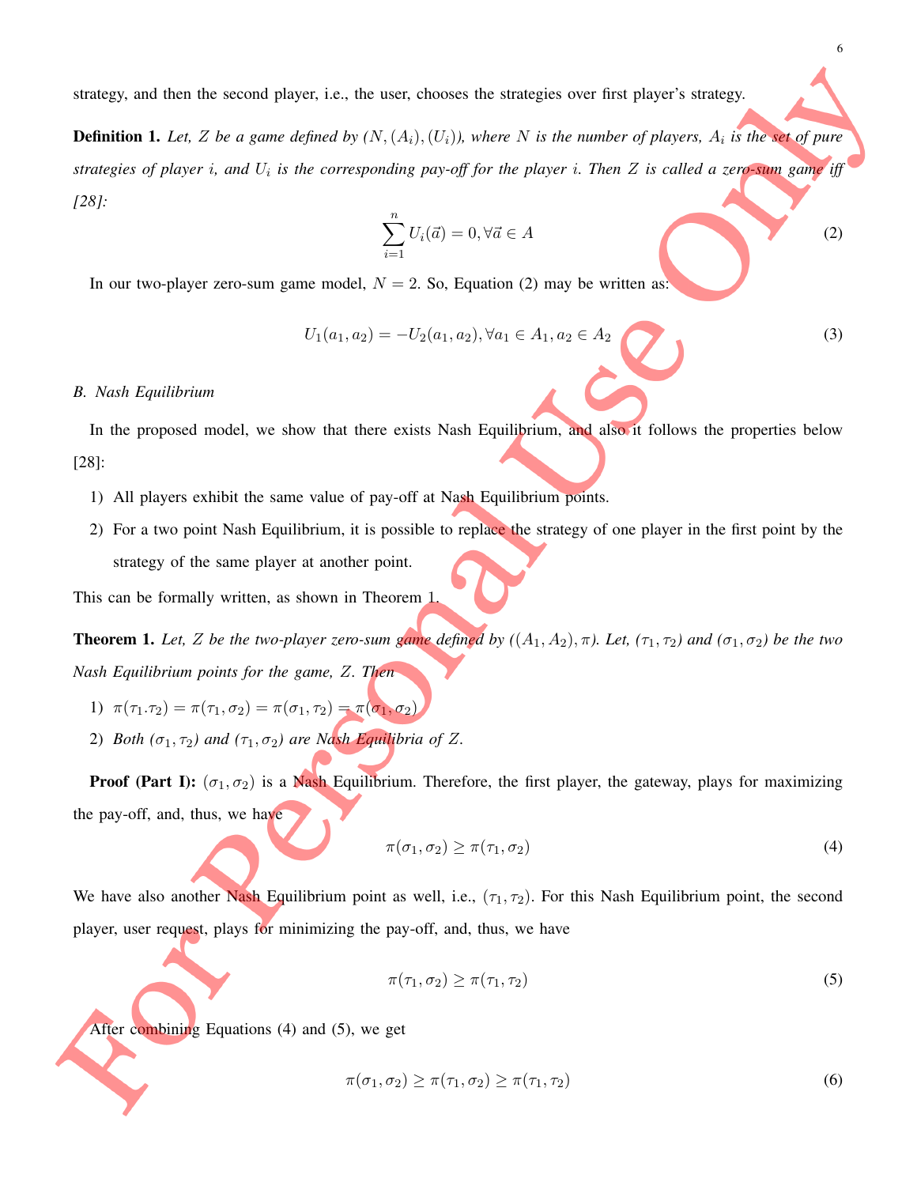strategy, and then the second player, i.e., the user, chooses the strategies over first player's strategy.

**Definition 1.** *Let, $Z$ be a game defined by $(N, (A_i), (U_i))$, where $N$ is the number of players, $A_i$ is the set of pure strategies of player $i$, and $U_i$ is the corresponding pay-off for the player $i$. Then $Z$ is called a zero-sum game iff [28]:*

$$\sum_{i=1}^{n} U_i(\vec{a}) = 0, \forall \vec{a} \in A \tag{2}$$

In our two-player zero-sum game model, $N = 2$. So, Equation (2) may be written as:

$$U_1(a_1, a_2) = -U_2(a_1, a_2), \forall a_1 \in A_1, a_2 \in A_2 \tag{3}$$

### *B. Nash Equilibrium*

In the proposed model, we show that there exists Nash Equilibrium, and also it follows the properties below [28]:

1) All players exhibit the same value of pay-off at Nash Equilibrium points.
2) For a two point Nash Equilibrium, it is possible to replace the strategy of one player in the first point by the strategy of the same player at another point.

This can be formally written, as shown in Theorem 1.

**Theorem 1.** *Let, $Z$ be the two-player zero-sum game defined by $((A_1, A_2), \pi)$. Let, $(\tau_1, \tau_2)$ and $(\sigma_1, \sigma_2)$ be the two Nash Equilibrium points for the game, $Z$. Then*

1) $\pi(\tau_1.\tau_2) = \pi(\tau_1, \sigma_2) = \pi(\sigma_1, \tau_2) = \pi(\sigma_1, \sigma_2)$
2) *Both $(\sigma_1, \tau_2)$ and $(\tau_1, \sigma_2)$ are Nash Equilibria of $Z$.*

**Proof (Part I):** $(\sigma_1, \sigma_2)$ is a Nash Equilibrium. Therefore, the first player, the gateway, plays for maximizing the pay-off, and, thus, we have

$$\pi(\sigma_1, \sigma_2) \geq \pi(\tau_1, \sigma_2) \tag{4}$$

We have also another Nash Equilibrium point as well, i.e., $(\tau_1, \tau_2)$. For this Nash Equilibrium point, the second player, user request, plays for minimizing the pay-off, and, thus, we have

$$\pi(\tau_1, \sigma_2) \geq \pi(\tau_1, \tau_2) \tag{5}$$

After combining Equations (4) and (5), we get

$$\pi(\sigma_1, \sigma_2) \geq \pi(\tau_1, \sigma_2) \geq \pi(\tau_1, \tau_2) \tag{6}$$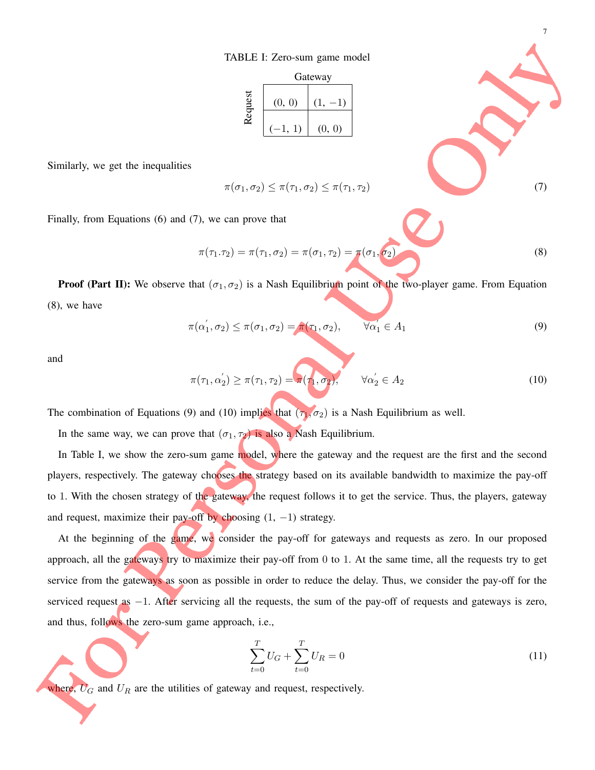TABLE I: Zero-sum game model

| Request \ Gateway | | |
|---|---|---|
| | (0, 0) | (1, −1) |
| | (−1, 1) | (0, 0) |

Similarly, we get the inequalities

$$\pi(\sigma_1, \sigma_2) \leq \pi(\tau_1, \sigma_2) \leq \pi(\tau_1, \tau_2) \tag{7}$$

Finally, from Equations (6) and (7), we can prove that

$$\pi(\tau_1 . \tau_2) = \pi(\tau_1, \sigma_2) = \pi(\sigma_1, \tau_2) = \pi(\sigma_1, \sigma_2) \tag{8}$$

**Proof (Part II):** We observe that $(\sigma_1, \sigma_2)$ is a Nash Equilibrium point of the two-player game. From Equation (8), we have

$$\pi(\alpha_1^{'}, \sigma_2) \leq \pi(\sigma_1, \sigma_2) = \pi(\tau_1, \sigma_2), \qquad \forall \alpha_1^{'} \in A_1 \tag{9}$$

and

$$\pi(\tau_1, \alpha_2^{'}) \geq \pi(\tau_1, \tau_2) = \pi(\tau_1, \sigma_2), \qquad \forall \alpha_2^{'} \in A_2 \tag{10}$$

The combination of Equations (9) and (10) implies that $(\tau_1, \sigma_2)$ is a Nash Equilibrium as well.

In the same way, we can prove that $(\sigma_1, \tau_2)$ is also a Nash Equilibrium.

In Table I, we show the zero-sum game model, where the gateway and the request are the first and the second players, respectively. The gateway chooses the strategy based on its available bandwidth to maximize the pay-off to 1. With the chosen strategy of the gateway, the request follows it to get the service. Thus, the players, gateway and request, maximize their pay-off by choosing $(1, -1)$ strategy.

At the beginning of the game, we consider the pay-off for gateways and requests as zero. In our proposed approach, all the gateways try to maximize their pay-off from 0 to 1. At the same time, all the requests try to get service from the gateways as soon as possible in order to reduce the delay. Thus, we consider the pay-off for the serviced request as $-1$. After servicing all the requests, the sum of the pay-off of requests and gateways is zero, and thus, follows the zero-sum game approach, i.e.,

$$\sum_{t=0}^{T} U_G + \sum_{t=0}^{T} U_R = 0 \tag{11}$$

where, $U_G$ and $U_R$ are the utilities of gateway and request, respectively.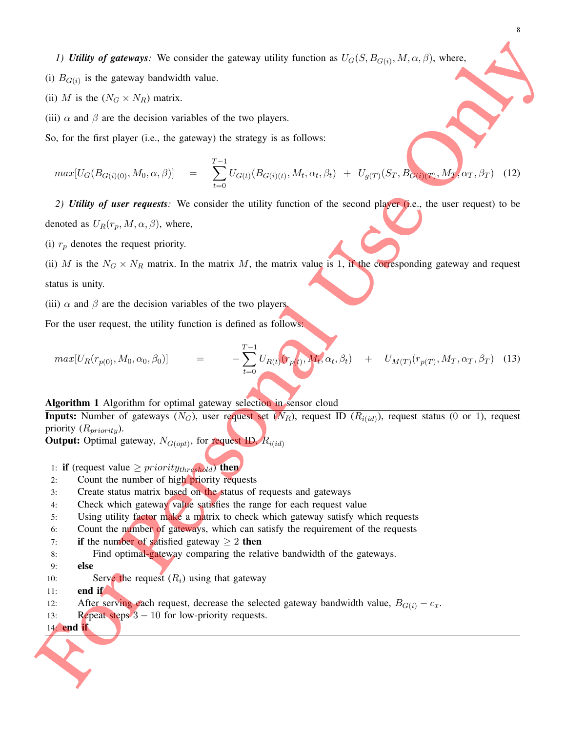*1) **Utility of gateways**:* We consider the gateway utility function as $U_G(S, B_{G(i)}, M, \alpha, \beta)$, where,

(i) $B_{G(i)}$ is the gateway bandwidth value.

(ii) $M$ is the $(N_G \times N_R)$ matrix.

(iii) $\alpha$ and $\beta$ are the decision variables of the two players.

So, for the first player (i.e., the gateway) the strategy is as follows:

$$max[U_G(B_{G(i)(0)}, M_0, \alpha, \beta)] = \sum_{t=0}^{T-1} U_{G(t)}(B_{G(i)(t)}, M_t, \alpha_t, \beta_t) + U_{g(T)}(S_T, B_{G(i)(T)}, M_T, \alpha_T, \beta_T) \quad (12)$$

*2) **Utility of user requests**:* We consider the utility function of the second player (i.e., the user request) to be denoted as $U_R(r_p, M, \alpha, \beta)$, where,

(i) $r_p$ denotes the request priority.

(ii) $M$ is the $N_G \times N_R$ matrix. In the matrix $M$, the matrix value is 1, if the corresponding gateway and request status is unity.

(iii) $\alpha$ and $\beta$ are the decision variables of the two players.

For the user request, the utility function is defined as follows:

$$max[U_R(r_{p(0)}, M_0, \alpha_0, \beta_0)] = -\sum_{t=0}^{T-1} U_{R(t)}(r_{p(t)}, M_t, \alpha_t, \beta_t) + U_{M(T)}(r_{p(T)}, M_T, \alpha_T, \beta_T) \quad (13)$$

**Algorithm 1** Algorithm for optimal gateway selection in sensor cloud

**Inputs:** Number of gateways ($N_G$), user request set ($N_R$), request ID ($R_{i(id)}$), request status (0 or 1), request priority ($R_{priority}$).

**Output:** Optimal gateway, $N_{G(opt)}$, for request ID, $R_{i(id)}$

```
1:  if (request value ≥ priority_threshold) then
2:      Count the number of high priority requests
3:      Create status matrix based on the status of requests and gateways
4:      Check which gateway value satisfies the range for each request value
5:      Using utility factor make a matrix to check which gateway satisfy which requests
6:      Count the number of gateways, which can satisfy the requirement of the requests
7:      if the number of satisfied gateway ≥ 2 then
8:          Find optimal-gateway comparing the relative bandwidth of the gateways.
9:      else
10:         Serve the request (R_i) using that gateway
11:     end if
12:     After serving each request, decrease the selected gateway bandwidth value, B_G(i) − c_x.
13:     Repeat steps 3 − 10 for low-priority requests.
14: end if
```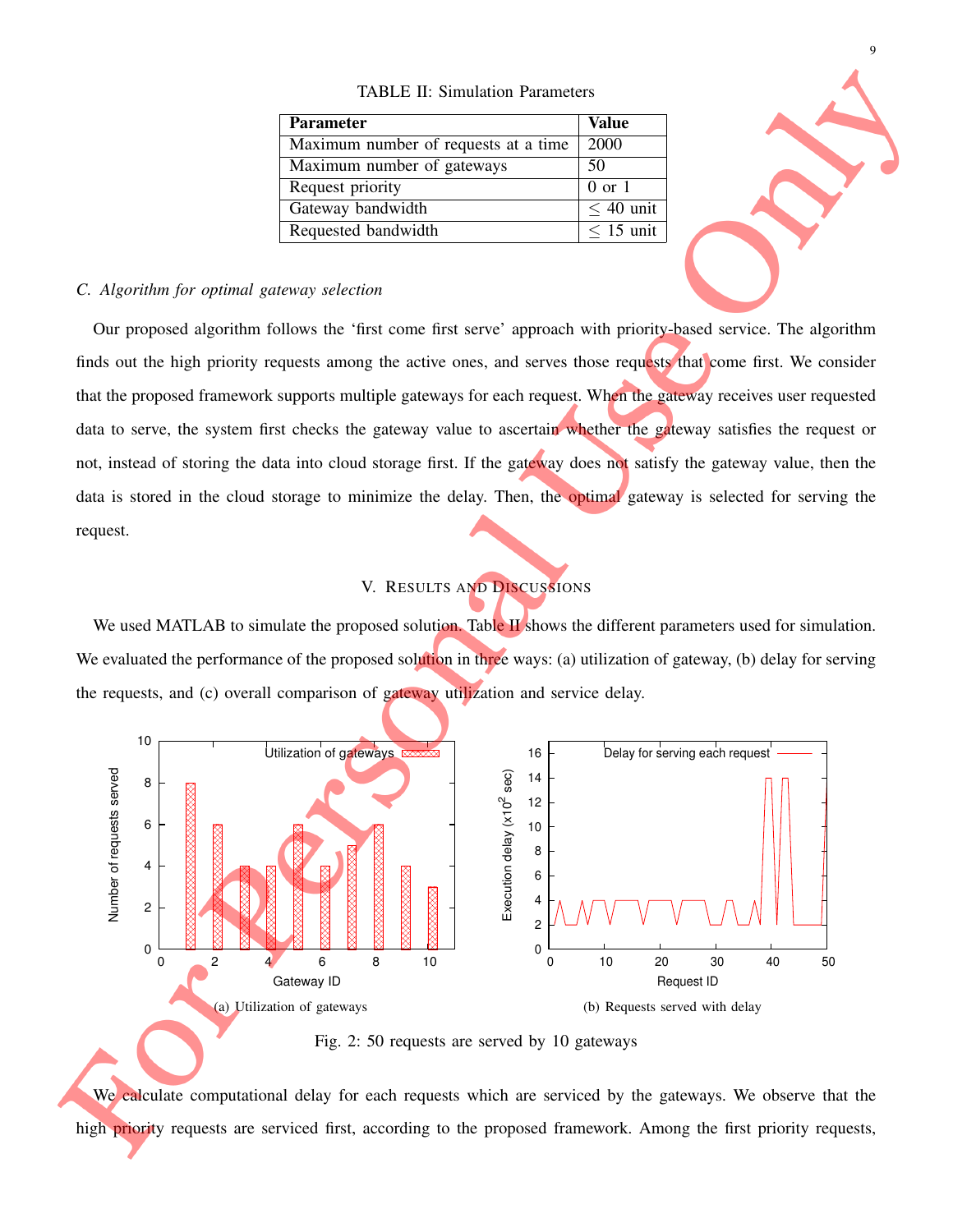TABLE II: Simulation Parameters

| Parameter | Value |
|---|---|
| Maximum number of requests at a time | 2000 |
| Maximum number of gateways | 50 |
| Request priority | 0 or 1 |
| Gateway bandwidth | $\leq$ 40 unit |
| Requested bandwidth | $\leq$ 15 unit |

### *C. Algorithm for optimal gateway selection*

Our proposed algorithm follows the 'first come first serve' approach with priority-based service. The algorithm finds out the high priority requests among the active ones, and serves those requests that come first. We consider that the proposed framework supports multiple gateways for each request. When the gateway receives user requested data to serve, the system first checks the gateway value to ascertain whether the gateway satisfies the request or not, instead of storing the data into cloud storage first. If the gateway does not satisfy the gateway value, then the data is stored in the cloud storage to minimize the delay. Then, the optimal gateway is selected for serving the request.

## V. Results and Discussions

We used MATLAB to simulate the proposed solution. Table II shows the different parameters used for simulation. We evaluated the performance of the proposed solution in three ways: (a) utilization of gateway, (b) delay for serving the requests, and (c) overall comparison of gateway utilization and service delay.

(a) Utilization of gateways

(b) Requests served with delay

Fig. 2: 50 requests are served by 10 gateways

We calculate computational delay for each requests which are serviced by the gateways. We observe that the high priority requests are serviced first, according to the proposed framework. Among the first priority requests,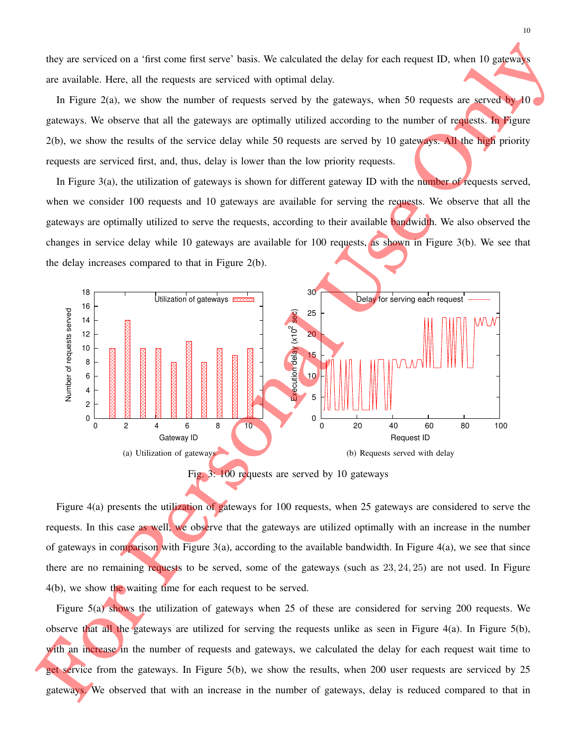they are serviced on a 'first come first serve' basis. We calculated the delay for each request ID, when 10 gateways are available. Here, all the requests are serviced with optimal delay.

In Figure 2(a), we show the number of requests served by the gateways, when 50 requests are served by 10 gateways. We observe that all the gateways are optimally utilized according to the number of requests. In Figure 2(b), we show the results of the service delay while 50 requests are served by 10 gateways. All the high priority requests are serviced first, and, thus, delay is lower than the low priority requests.

In Figure 3(a), the utilization of gateways is shown for different gateway ID with the number of requests served, when we consider 100 requests and 10 gateways are available for serving the requests. We observe that all the gateways are optimally utilized to serve the requests, according to their available bandwidth. We also observed the changes in service delay while 10 gateways are available for 100 requests, as shown in Figure 3(b). We see that the delay increases compared to that in Figure 2(b).

(a) Utilization of gateways

(b) Requests served with delay

Fig. 3: 100 requests are served by 10 gateways

Figure 4(a) presents the utilization of gateways for 100 requests, when 25 gateways are considered to serve the requests. In this case as well, we observe that the gateways are utilized optimally with an increase in the number of gateways in comparison with Figure 3(a), according to the available bandwidth. In Figure 4(a), we see that since there are no remaining requests to be served, some of the gateways (such as $23, 24, 25$) are not used. In Figure 4(b), we show the waiting time for each request to be served.

Figure 5(a) shows the utilization of gateways when 25 of these are considered for serving 200 requests. We observe that all the gateways are utilized for serving the requests unlike as seen in Figure 4(a). In Figure 5(b), with an increase in the number of requests and gateways, we calculated the delay for each request wait time to get service from the gateways. In Figure 5(b), we show the results, when 200 user requests are serviced by 25 gateways. We observed that with an increase in the number of gateways, delay is reduced compared to that in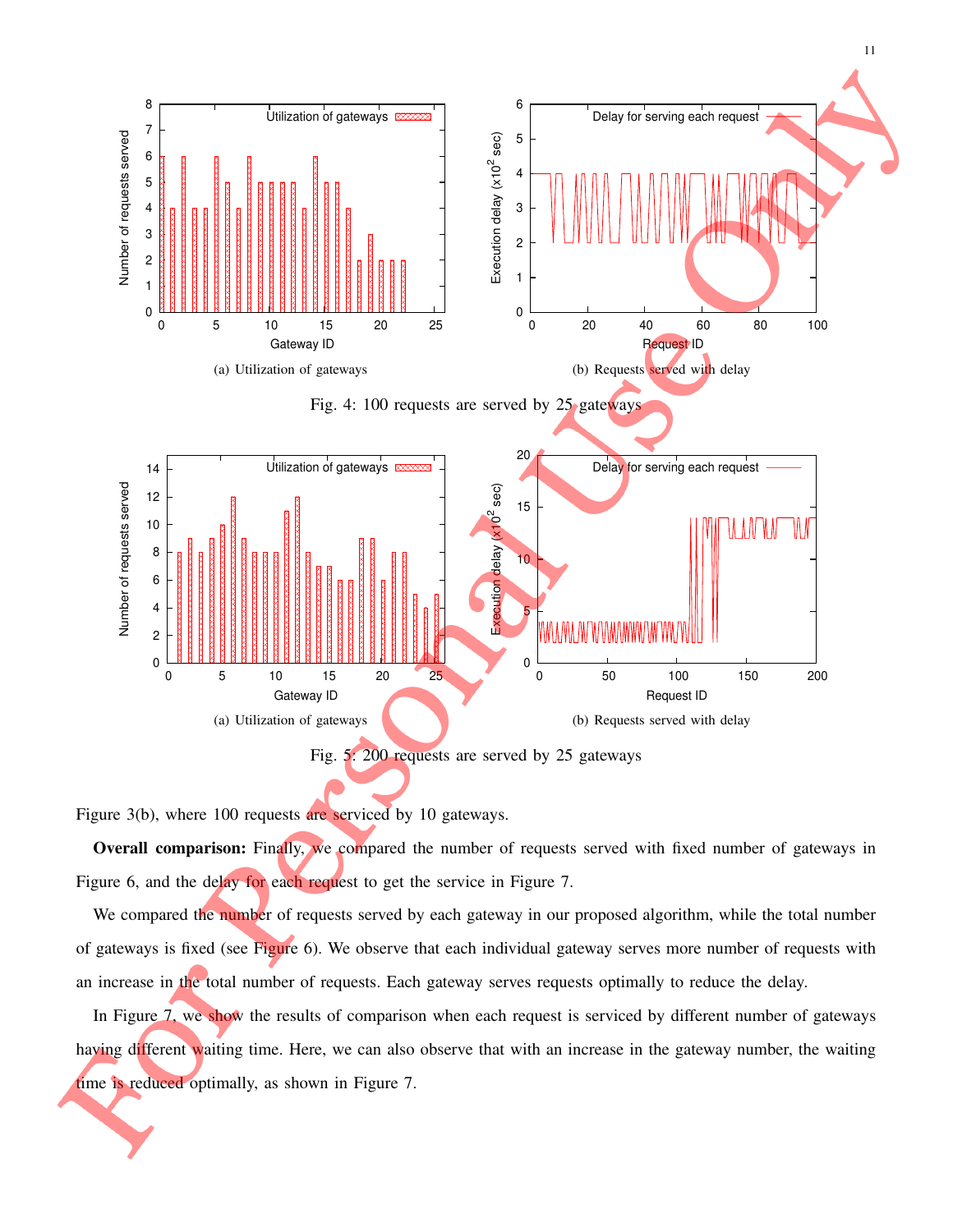(a) Utilization of gateways

(b) Requests served with delay

Fig. 4: 100 requests are served by 25 gateways

(a) Utilization of gateways

(b) Requests served with delay

Fig. 5: 200 requests are served by 25 gateways

Figure 3(b), where 100 requests are serviced by 10 gateways.

**Overall comparison:** Finally, we compared the number of requests served with fixed number of gateways in Figure 6, and the delay for each request to get the service in Figure 7.

We compared the number of requests served by each gateway in our proposed algorithm, while the total number of gateways is fixed (see Figure 6). We observe that each individual gateway serves more number of requests with an increase in the total number of requests. Each gateway serves requests optimally to reduce the delay.

In Figure 7, we show the results of comparison when each request is serviced by different number of gateways having different waiting time. Here, we can also observe that with an increase in the gateway number, the waiting time is reduced optimally, as shown in Figure 7.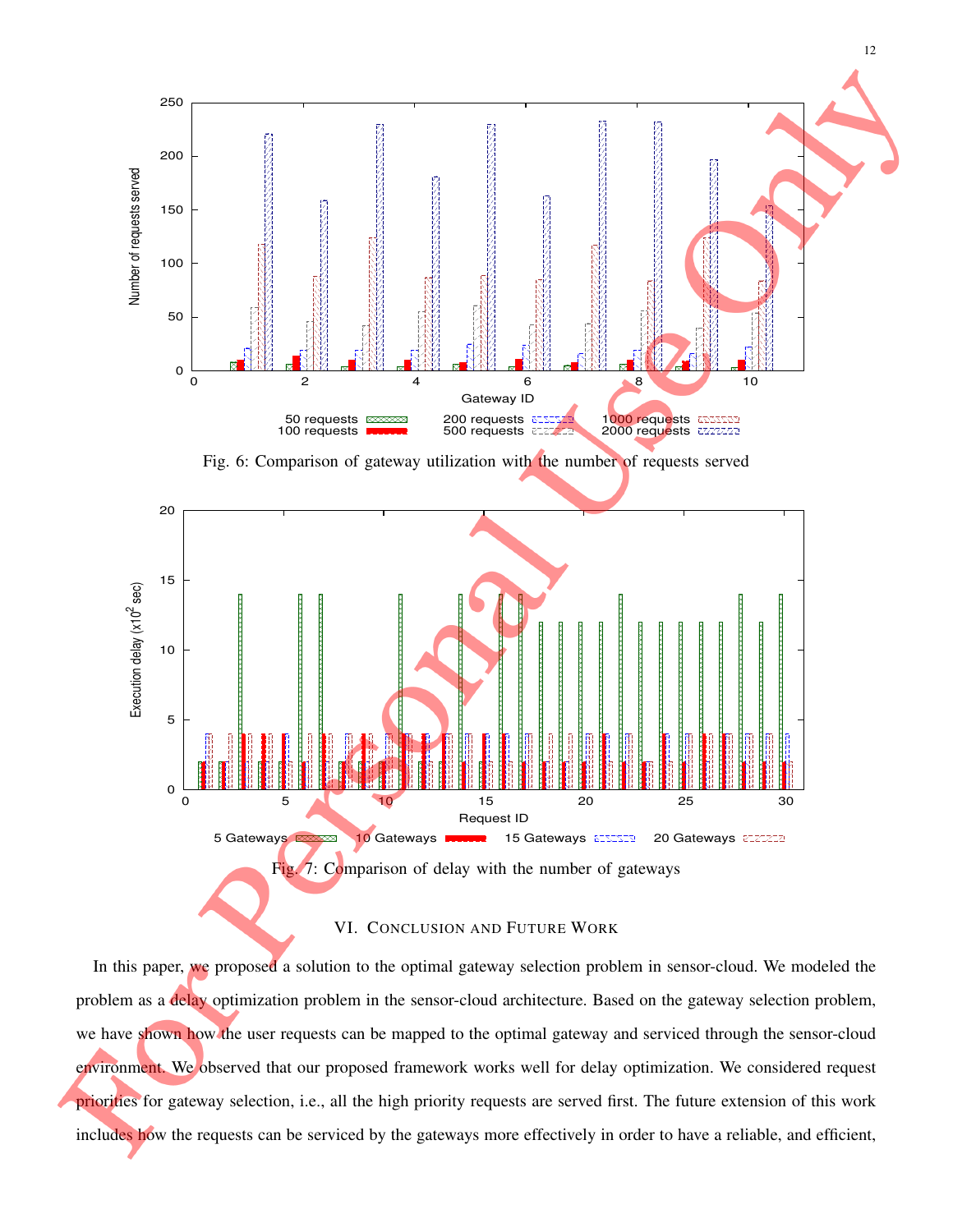Fig. 6: Comparison of gateway utilization with the number of requests served

Fig. 7: Comparison of delay with the number of gateways

## VI. Conclusion and Future Work

In this paper, we proposed a solution to the optimal gateway selection problem in sensor-cloud. We modeled the problem as a delay optimization problem in the sensor-cloud architecture. Based on the gateway selection problem, we have shown how the user requests can be mapped to the optimal gateway and serviced through the sensor-cloud environment. We observed that our proposed framework works well for delay optimization. We considered request priorities for gateway selection, i.e., all the high priority requests are served first. The future extension of this work includes how the requests can be serviced by the gateways more effectively in order to have a reliable, and efficient,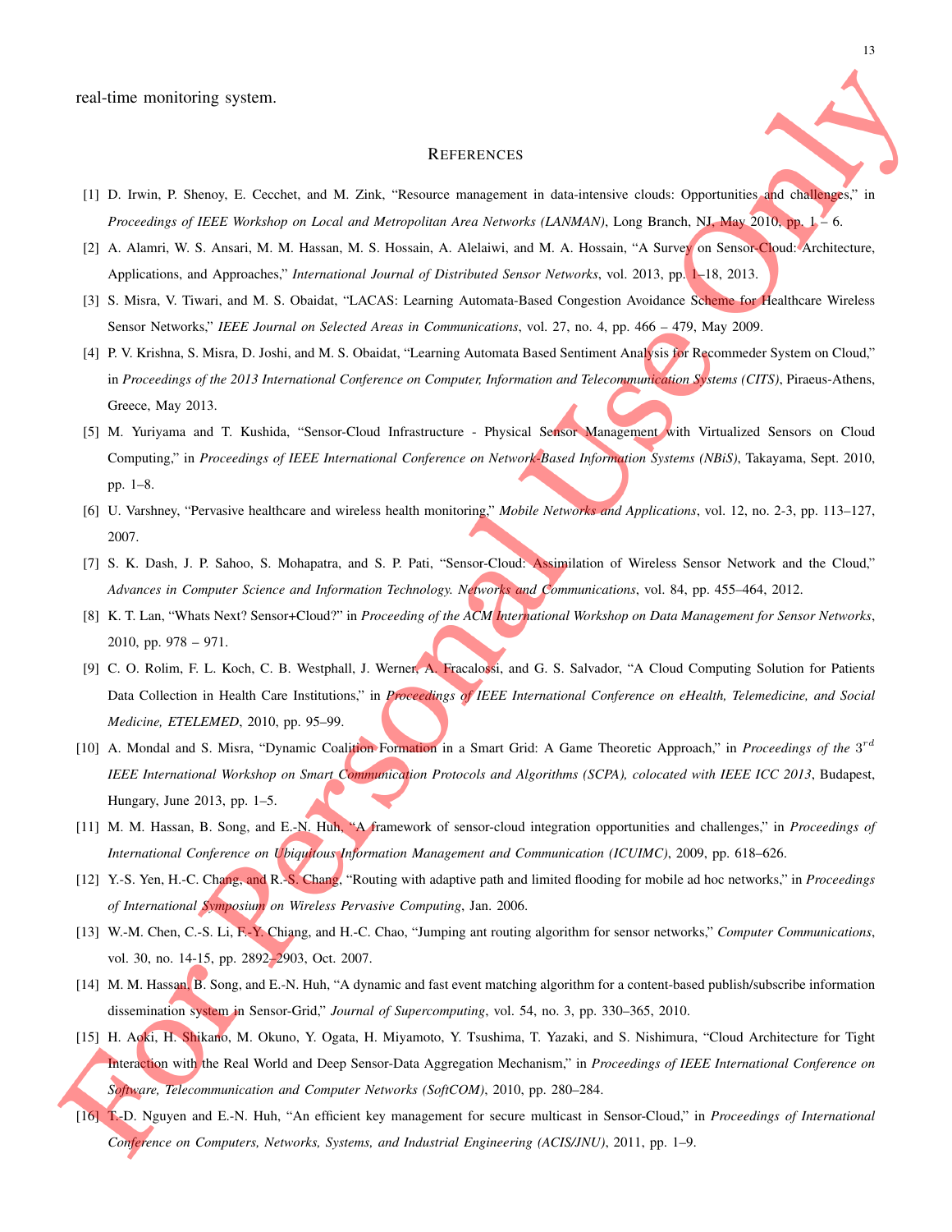real-time monitoring system.

## References

[1] D. Irwin, P. Shenoy, E. Cecchet, and M. Zink, "Resource management in data-intensive clouds: Opportunities and challenges," in *Proceedings of IEEE Workshop on Local and Metropolitan Area Networks (LANMAN)*, Long Branch, NJ, May 2010, pp. 1 – 6.

[2] A. Alamri, W. S. Ansari, M. M. Hassan, M. S. Hossain, A. Alelaiwi, and M. A. Hossain, "A Survey on Sensor-Cloud: Architecture, Applications, and Approaches," *International Journal of Distributed Sensor Networks*, vol. 2013, pp. 1–18, 2013.

[3] S. Misra, V. Tiwari, and M. S. Obaidat, "LACAS: Learning Automata-Based Congestion Avoidance Scheme for Healthcare Wireless Sensor Networks," *IEEE Journal on Selected Areas in Communications*, vol. 27, no. 4, pp. 466 – 479, May 2009.

[4] P. V. Krishna, S. Misra, D. Joshi, and M. S. Obaidat, "Learning Automata Based Sentiment Analysis for Recommeder System on Cloud," in *Proceedings of the 2013 International Conference on Computer, Information and Telecommunication Systems (CITS)*, Piraeus-Athens, Greece, May 2013.

[5] M. Yuriyama and T. Kushida, "Sensor-Cloud Infrastructure - Physical Sensor Management with Virtualized Sensors on Cloud Computing," in *Proceedings of IEEE International Conference on Network-Based Information Systems (NBiS)*, Takayama, Sept. 2010, pp. 1–8.

[6] U. Varshney, "Pervasive healthcare and wireless health monitoring," *Mobile Networks and Applications*, vol. 12, no. 2-3, pp. 113–127, 2007.

[7] S. K. Dash, J. P. Sahoo, S. Mohapatra, and S. P. Pati, "Sensor-Cloud: Assimilation of Wireless Sensor Network and the Cloud," *Advances in Computer Science and Information Technology. Networks and Communications*, vol. 84, pp. 455–464, 2012.

[8] K. T. Lan, "Whats Next? Sensor+Cloud?" in *Proceeding of the ACM International Workshop on Data Management for Sensor Networks*, 2010, pp. 978 – 971.

[9] C. O. Rolim, F. L. Koch, C. B. Westphall, J. Werner, A. Fracalossi, and G. S. Salvador, "A Cloud Computing Solution for Patients Data Collection in Health Care Institutions," in *Proceedings of IEEE International Conference on eHealth, Telemedicine, and Social Medicine, ETELEMED*, 2010, pp. 95–99.

[10] A. Mondal and S. Misra, "Dynamic Coalition Formation in a Smart Grid: A Game Theoretic Approach," in *Proceedings of the $3^{rd}$ IEEE International Workshop on Smart Communication Protocols and Algorithms (SCPA), colocated with IEEE ICC 2013*, Budapest, Hungary, June 2013, pp. 1–5.

[11] M. M. Hassan, B. Song, and E.-N. Huh, "A framework of sensor-cloud integration opportunities and challenges," in *Proceedings of International Conference on Ubiquitous Information Management and Communication (ICUIMC)*, 2009, pp. 618–626.

[12] Y.-S. Yen, H.-C. Chang, and R.-S. Chang, "Routing with adaptive path and limited flooding for mobile ad hoc networks," in *Proceedings of International Symposium on Wireless Pervasive Computing*, Jan. 2006.

[13] W.-M. Chen, C.-S. Li, F.-Y. Chiang, and H.-C. Chao, "Jumping ant routing algorithm for sensor networks," *Computer Communications*, vol. 30, no. 14-15, pp. 2892–2903, Oct. 2007.

[14] M. M. Hassan, B. Song, and E.-N. Huh, "A dynamic and fast event matching algorithm for a content-based publish/subscribe information dissemination system in Sensor-Grid," *Journal of Supercomputing*, vol. 54, no. 3, pp. 330–365, 2010.

[15] H. Aoki, H. Shikano, M. Okuno, Y. Ogata, H. Miyamoto, Y. Tsushima, T. Yazaki, and S. Nishimura, "Cloud Architecture for Tight Interaction with the Real World and Deep Sensor-Data Aggregation Mechanism," in *Proceedings of IEEE International Conference on Software, Telecommunication and Computer Networks (SoftCOM)*, 2010, pp. 280–284.

[16] T.-D. Nguyen and E.-N. Huh, "An efficient key management for secure multicast in Sensor-Cloud," in *Proceedings of International Conference on Computers, Networks, Systems, and Industrial Engineering (ACIS/JNU)*, 2011, pp. 1–9.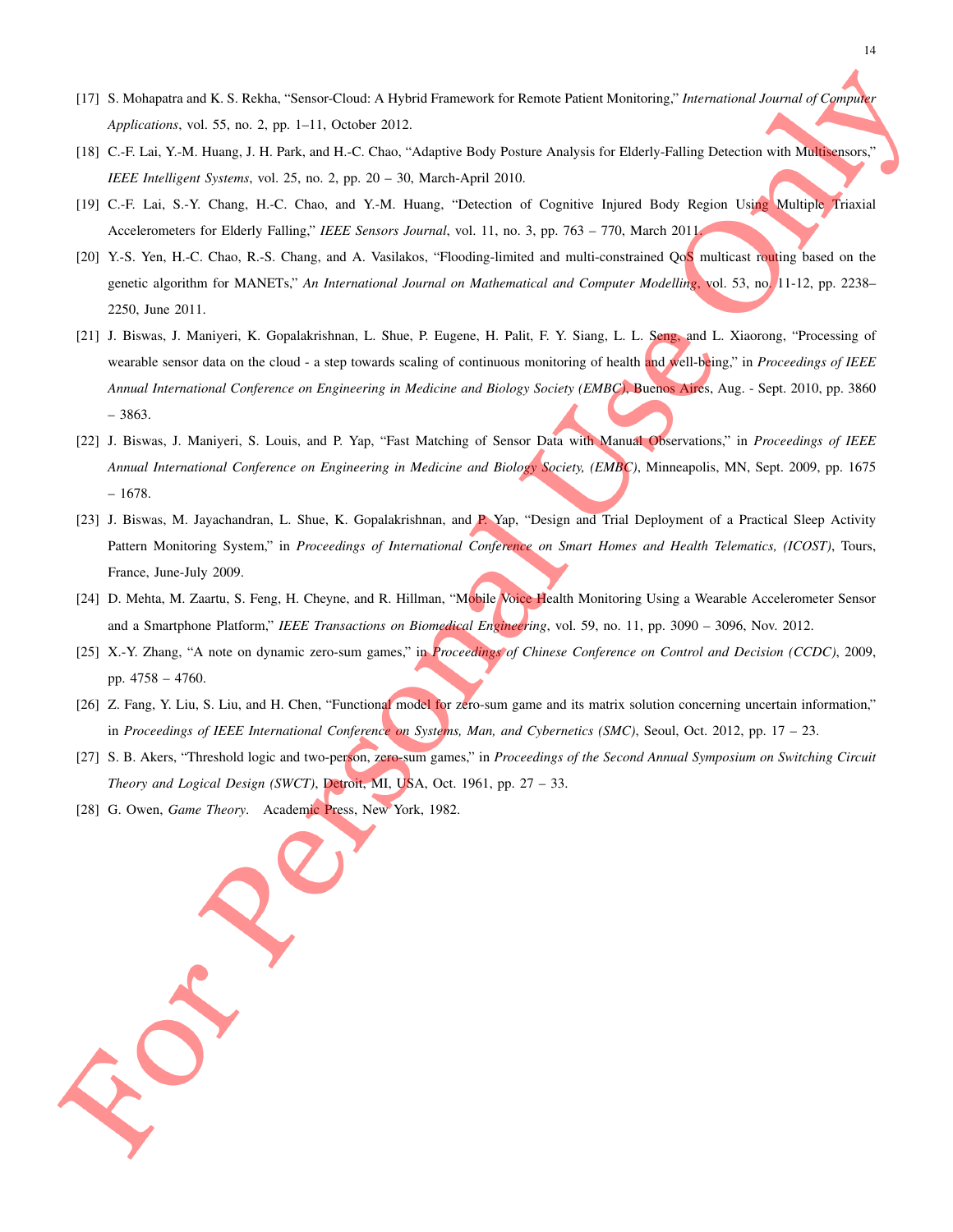[17] S. Mohapatra and K. S. Rekha, "Sensor-Cloud: A Hybrid Framework for Remote Patient Monitoring," *International Journal of Computer Applications*, vol. 55, no. 2, pp. 1–11, October 2012.

[18] C.-F. Lai, Y.-M. Huang, J. H. Park, and H.-C. Chao, "Adaptive Body Posture Analysis for Elderly-Falling Detection with Multisensors," *IEEE Intelligent Systems*, vol. 25, no. 2, pp. 20 – 30, March-April 2010.

[19] C.-F. Lai, S.-Y. Chang, H.-C. Chao, and Y.-M. Huang, "Detection of Cognitive Injured Body Region Using Multiple Triaxial Accelerometers for Elderly Falling," *IEEE Sensors Journal*, vol. 11, no. 3, pp. 763 – 770, March 2011.

[20] Y.-S. Yen, H.-C. Chao, R.-S. Chang, and A. Vasilakos, "Flooding-limited and multi-constrained QoS multicast routing based on the genetic algorithm for MANETs," *An International Journal on Mathematical and Computer Modelling*, vol. 53, no. 11-12, pp. 2238–2250, June 2011.

[21] J. Biswas, J. Maniyeri, K. Gopalakrishnan, L. Shue, P. Eugene, H. Palit, F. Y. Siang, L. L. Seng, and L. Xiaorong, "Processing of wearable sensor data on the cloud - a step towards scaling of continuous monitoring of health and well-being," in *Proceedings of IEEE Annual International Conference on Engineering in Medicine and Biology Society (EMBC)*, Buenos Aires, Aug. - Sept. 2010, pp. 3860 – 3863.

[22] J. Biswas, J. Maniyeri, S. Louis, and P. Yap, "Fast Matching of Sensor Data with Manual Observations," in *Proceedings of IEEE Annual International Conference on Engineering in Medicine and Biology Society, (EMBC)*, Minneapolis, MN, Sept. 2009, pp. 1675 – 1678.

[23] J. Biswas, M. Jayachandran, L. Shue, K. Gopalakrishnan, and P. Yap, "Design and Trial Deployment of a Practical Sleep Activity Pattern Monitoring System," in *Proceedings of International Conference on Smart Homes and Health Telematics, (ICOST)*, Tours, France, June-July 2009.

[24] D. Mehta, M. Zaartu, S. Feng, H. Cheyne, and R. Hillman, "Mobile Voice Health Monitoring Using a Wearable Accelerometer Sensor and a Smartphone Platform," *IEEE Transactions on Biomedical Engineering*, vol. 59, no. 11, pp. 3090 – 3096, Nov. 2012.

[25] X.-Y. Zhang, "A note on dynamic zero-sum games," in *Proceedings of Chinese Conference on Control and Decision (CCDC)*, 2009, pp. 4758 – 4760.

[26] Z. Fang, Y. Liu, S. Liu, and H. Chen, "Functional model for zero-sum game and its matrix solution concerning uncertain information," in *Proceedings of IEEE International Conference on Systems, Man, and Cybernetics (SMC)*, Seoul, Oct. 2012, pp. 17 – 23.

[27] S. B. Akers, "Threshold logic and two-person, zero-sum games," in *Proceedings of the Second Annual Symposium on Switching Circuit Theory and Logical Design (SWCT)*, Detroit, MI, USA, Oct. 1961, pp. 27 – 33.

[28] G. Owen, *Game Theory*. Academic Press, New York, 1982.